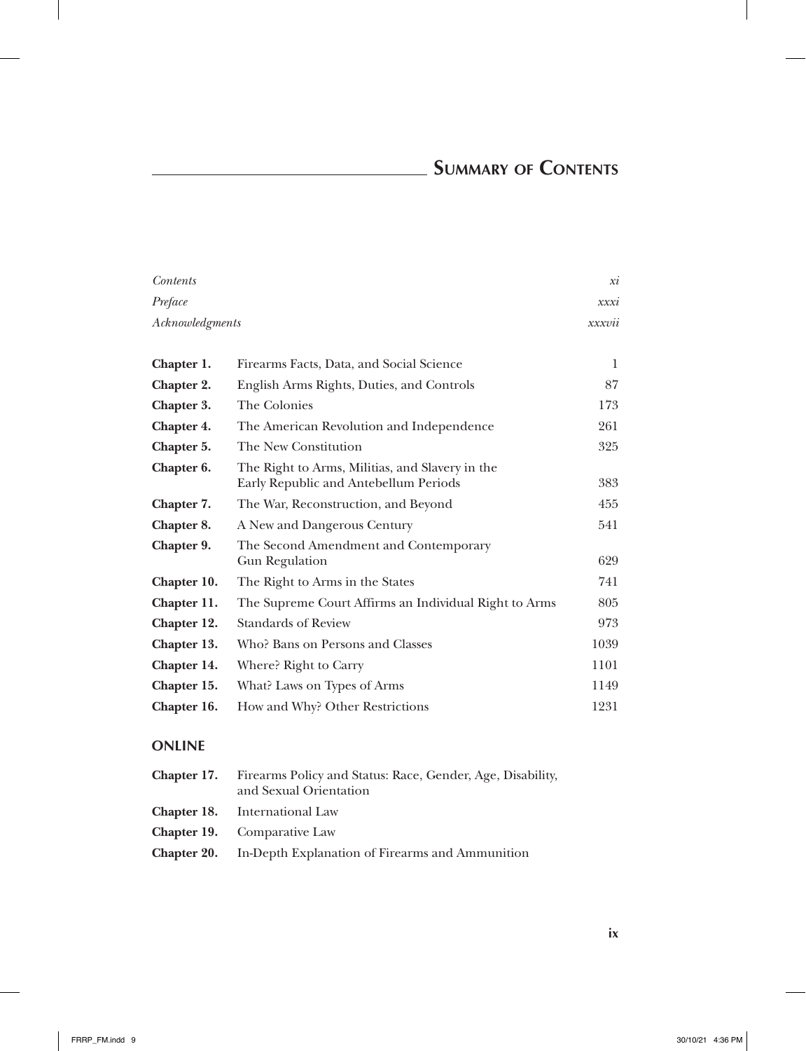# Summary of Contents

| | | |
|---|---|---|
| *Contents* | | *xi* |
| *Preface* | | *xxxi* |
| *Acknowledgments* | | *xxxvii* |
| **Chapter 1.** | Firearms Facts, Data, and Social Science | 1 |
| **Chapter 2.** | English Arms Rights, Duties, and Controls | 87 |
| **Chapter 3.** | The Colonies | 173 |
| **Chapter 4.** | The American Revolution and Independence | 261 |
| **Chapter 5.** | The New Constitution | 325 |
| **Chapter 6.** | The Right to Arms, Militias, and Slavery in the Early Republic and Antebellum Periods | 383 |
| **Chapter 7.** | The War, Reconstruction, and Beyond | 455 |
| **Chapter 8.** | A New and Dangerous Century | 541 |
| **Chapter 9.** | The Second Amendment and Contemporary Gun Regulation | 629 |
| **Chapter 10.** | The Right to Arms in the States | 741 |
| **Chapter 11.** | The Supreme Court Affirms an Individual Right to Arms | 805 |
| **Chapter 12.** | Standards of Review | 973 |
| **Chapter 13.** | Who? Bans on Persons and Classes | 1039 |
| **Chapter 14.** | Where? Right to Carry | 1101 |
| **Chapter 15.** | What? Laws on Types of Arms | 1149 |
| **Chapter 16.** | How and Why? Other Restrictions | 1231 |

## ONLINE

| | |
|---|---|
| **Chapter 17.** | Firearms Policy and Status: Race, Gender, Age, Disability, and Sexual Orientation |
| **Chapter 18.** | International Law |
| **Chapter 19.** | Comparative Law |
| **Chapter 20.** | In-Depth Explanation of Firearms and Ammunition |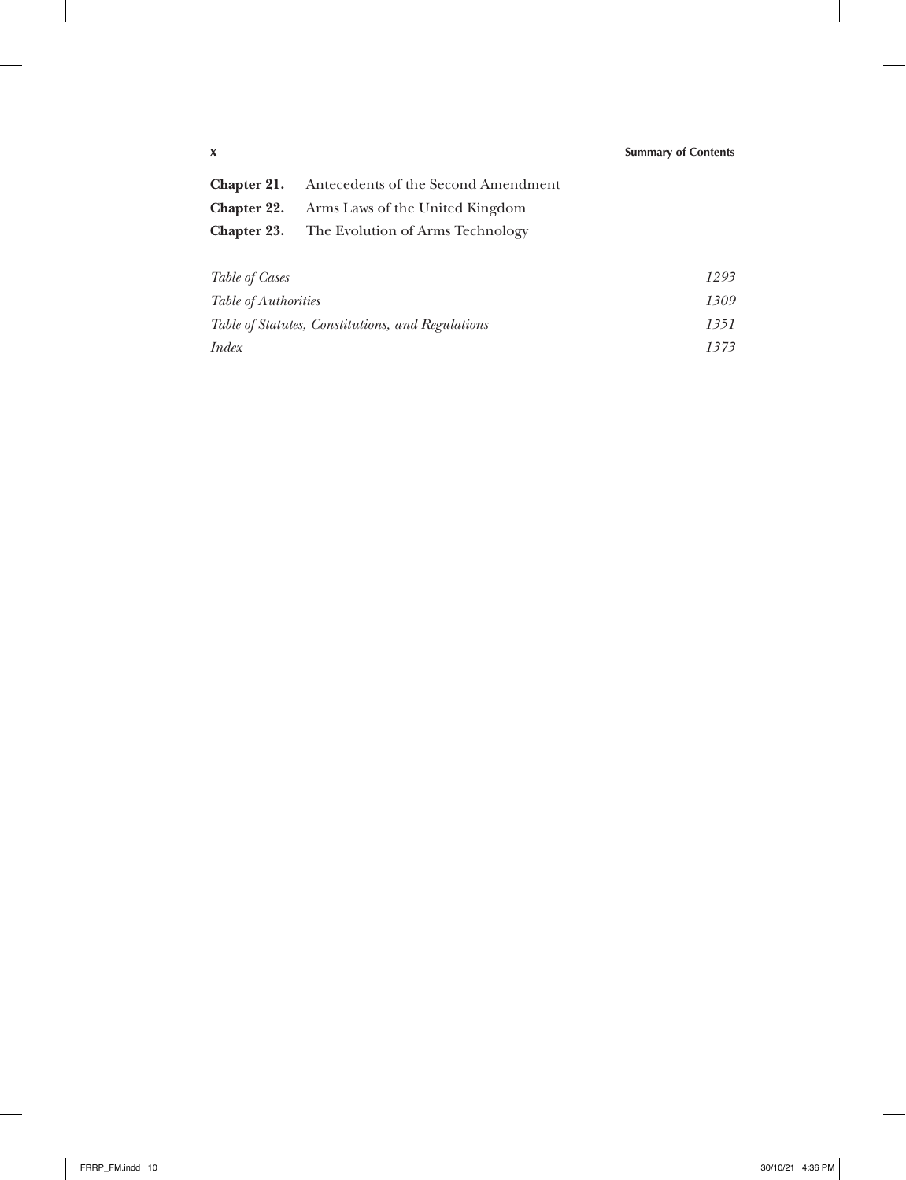**Chapter 21.** Antecedents of the Second Amendment

**Chapter 22.** Arms Laws of the United Kingdom

**Chapter 23.** The Evolution of Arms Technology

| | |
|---|---|
| *Table of Cases* | *1293* |
| *Table of Authorities* | *1309* |
| *Table of Statutes, Constitutions, and Regulations* | *1351* |
| *Index* | *1373* |